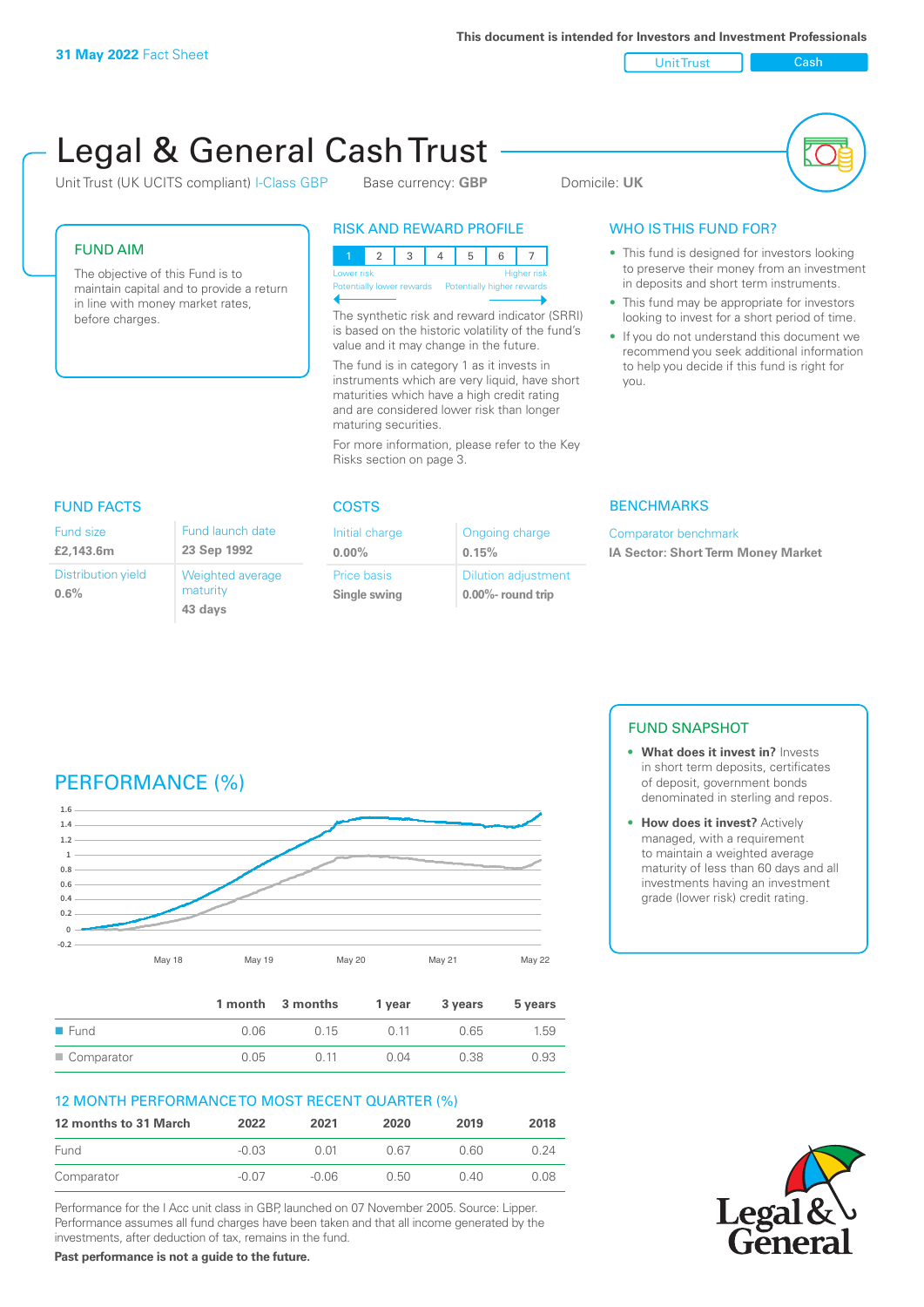**31 May 2022** Fact Sheet

This document is intended for Investors and Investment Professionals

Unit Trust | Cash

# Legal & General Cash Trust

Unit Trust (UK UCITS compliant) I-Class GBP    Base currency: **GBP**    Domicile: **UK**

## FUND AIM

The objective of this Fund is to maintain capital and to provide a return in line with money market rates, before charges.

## RISK AND REWARD PROFILE

| 1 | 2 | 3 | 4 | 5 | 6 | 7 |
|---|---|---|---|---|---|---|

Lower risk — Potentially lower rewards | Higher risk — Potentially higher rewards

The synthetic risk and reward indicator (SRRI) is based on the historic volatility of the fund's value and it may change in the future.

The fund is in category 1 as it invests in instruments which are very liquid, have short maturities which have a high credit rating and are considered lower risk than longer maturing securities.

For more information, please refer to the Key Risks section on page 3.

## WHO IS THIS FUND FOR?

- This fund is designed for investors looking to preserve their money from an investment in deposits and short term instruments.
- This fund may be appropriate for investors looking to invest for a short period of time.
- If you do not understand this document we recommend you seek additional information to help you decide if this fund is right for you.

## FUND FACTS

| Fund size | Fund launch date |
|---|---|
| **£2,143.6m** | **23 Sep 1992** |
| **Distribution yield** | **Weighted average maturity** |
| **0.6%** | **43 days** |

## COSTS

| Initial charge | Ongoing charge |
|---|---|
| **0.00%** | **0.15%** |
| **Price basis** | **Dilution adjustment** |
| **Single swing** | **0.00%- round trip** |

## BENCHMARKS

Comparator benchmark

**IA Sector: Short Term Money Market**

## FUND SNAPSHOT

- **What does it invest in?** Invests in short term deposits, certificates of deposit, government bonds denominated in sterling and repos.
- **How does it invest?** Actively managed, with a requirement to maintain a weighted average maturity of less than 60 days and all investments having an investment grade (lower risk) credit rating.

## PERFORMANCE (%)

| | 1 month | 3 months | 1 year | 3 years | 5 years |
|---|---|---|---|---|---|
| Fund | 0.06 | 0.15 | 0.11 | 0.65 | 1.59 |
| Comparator | 0.05 | 0.11 | 0.04 | 0.38 | 0.93 |

## 12 MONTH PERFORMANCE TO MOST RECENT QUARTER (%)

| 12 months to 31 March | 2022 | 2021 | 2020 | 2019 | 2018 |
|---|---|---|---|---|---|
| Fund | -0.03 | 0.01 | 0.67 | 0.60 | 0.24 |
| Comparator | -0.07 | -0.06 | 0.50 | 0.40 | 0.08 |

Performance for the I Acc unit class in GBP, launched on 07 November 2005. Source: Lipper. Performance assumes all fund charges have been taken and that all income generated by the investments, after deduction of tax, remains in the fund.

**Past performance is not a guide to the future.**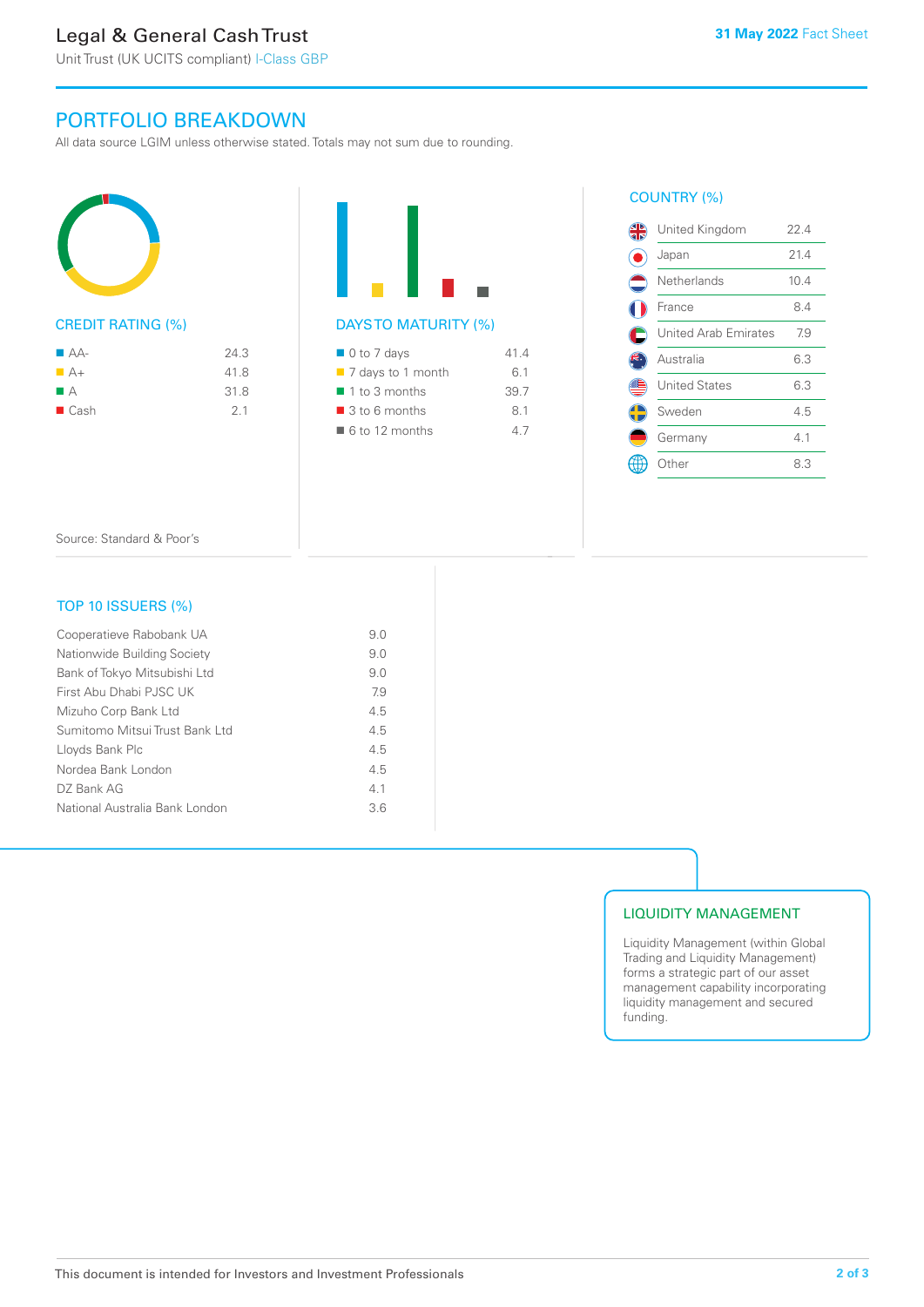## PORTFOLIO BREAKDOWN

All data source LGIM unless otherwise stated. Totals may not sum due to rounding.

### CREDIT RATING (%)

| Rating | % |
|---|---|
| AA- | 24.3 |
| A+ | 41.8 |
| A | 31.8 |
| Cash | 2.1 |

Source: Standard & Poor's

### DAYS TO MATURITY (%)

| Maturity | % |
|---|---|
| 0 to 7 days | 41.4 |
| 7 days to 1 month | 6.1 |
| 1 to 3 months | 39.7 |
| 3 to 6 months | 8.1 |
| 6 to 12 months | 4.7 |

### COUNTRY (%)

| Country | % |
|---|---|
| United Kingdom | 22.4 |
| Japan | 21.4 |
| Netherlands | 10.4 |
| France | 8.4 |
| United Arab Emirates | 7.9 |
| Australia | 6.3 |
| United States | 6.3 |
| Sweden | 4.5 |
| Germany | 4.1 |
| Other | 8.3 |

### TOP 10 ISSUERS (%)

| Issuer | % |
|---|---|
| Cooperatieve Rabobank UA | 9.0 |
| Nationwide Building Society | 9.0 |
| Bank of Tokyo Mitsubishi Ltd | 9.0 |
| First Abu Dhabi PJSC UK | 7.9 |
| Mizuho Corp Bank Ltd | 4.5 |
| Sumitomo Mitsui Trust Bank Ltd | 4.5 |
| Lloyds Bank Plc | 4.5 |
| Nordea Bank London | 4.5 |
| DZ Bank AG | 4.1 |
| National Australia Bank London | 3.6 |

### LIQUIDITY MANAGEMENT

Liquidity Management (within Global Trading and Liquidity Management) forms a strategic part of our asset management capability incorporating liquidity management and secured funding.

This document is intended for Investors and Investment Professionals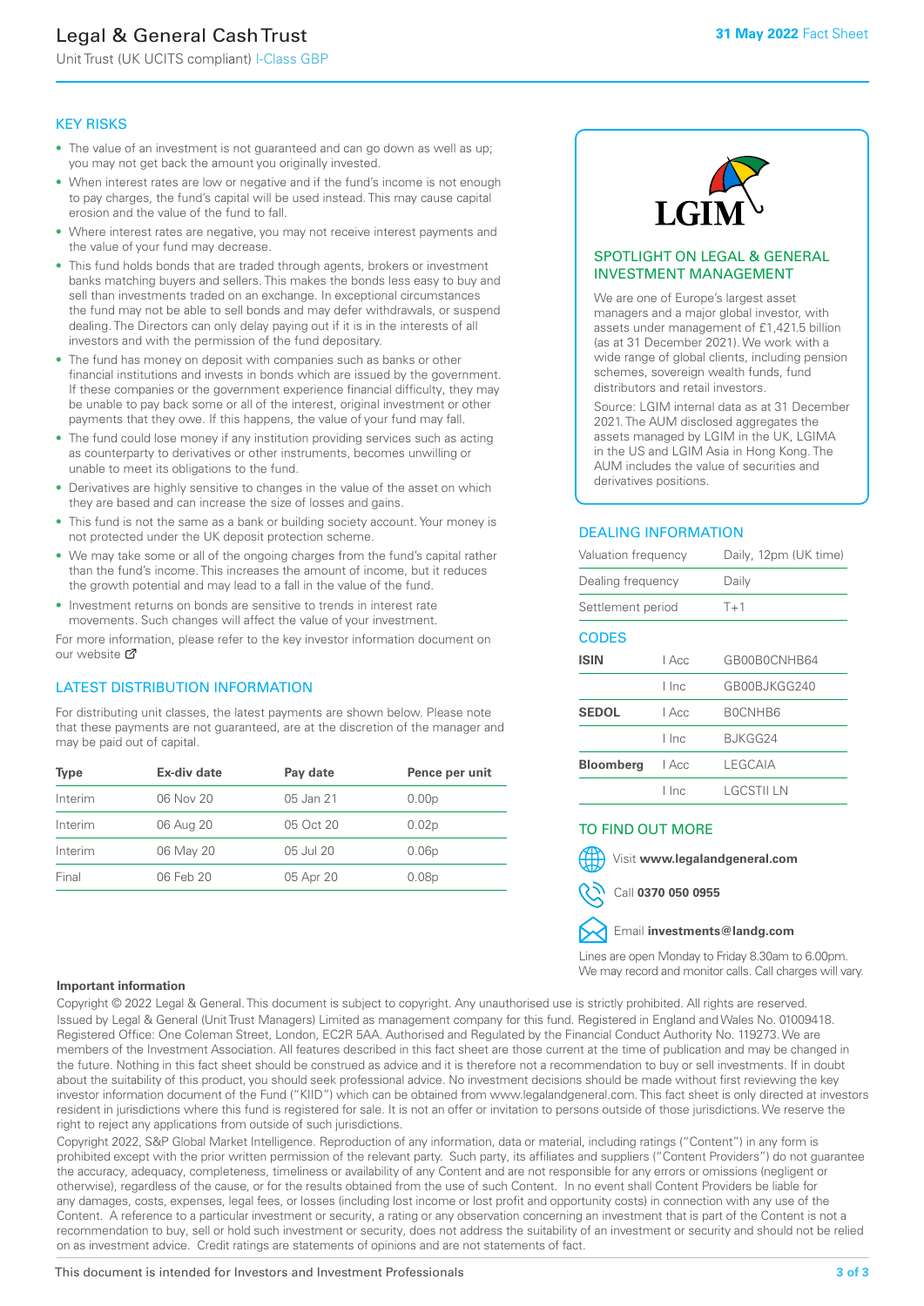# Legal & General Cash Trust

Unit Trust (UK UCITS compliant) I-Class GBP

**31 May 2022** Fact Sheet

## KEY RISKS

- The value of an investment is not guaranteed and can go down as well as up; you may not get back the amount you originally invested.
- When interest rates are low or negative and if the fund's income is not enough to pay charges, the fund's capital will be used instead. This may cause capital erosion and the value of the fund to fall.
- Where interest rates are negative, you may not receive interest payments and the value of your fund may decrease.
- This fund holds bonds that are traded through agents, brokers or investment banks matching buyers and sellers. This makes the bonds less easy to buy and sell than investments traded on an exchange. In exceptional circumstances the fund may not be able to sell bonds and may defer withdrawals, or suspend dealing. The Directors can only delay paying out if it is in the interests of all investors and with the permission of the fund depositary.
- The fund has money on deposit with companies such as banks or other financial institutions and invests in bonds which are issued by the government. If these companies or the government experience financial difficulty, they may be unable to pay back some or all of the interest, original investment or other payments that they owe. If this happens, the value of your fund may fall.
- The fund could lose money if any institution providing services such as acting as counterparty to derivatives or other instruments, becomes unwilling or unable to meet its obligations to the fund.
- Derivatives are highly sensitive to changes in the value of the asset on which they are based and can increase the size of losses and gains.
- This fund is not the same as a bank or building society account. Your money is not protected under the UK deposit protection scheme.
- We may take some or all of the ongoing charges from the fund's capital rather than the fund's income. This increases the amount of income, but it reduces the growth potential and may lead to a fall in the value of the fund.
- Investment returns on bonds are sensitive to trends in interest rate movements. Such changes will affect the value of your investment.

For more information, please refer to the key investor information document on our website

## LATEST DISTRIBUTION INFORMATION

For distributing unit classes, the latest payments are shown below. Please note that these payments are not guaranteed, are at the discretion of the manager and may be paid out of capital.

| Type | Ex-div date | Pay date | Pence per unit |
|---|---|---|---|
| Interim | 06 Nov 20 | 05 Jan 21 | 0.00p |
| Interim | 06 Aug 20 | 05 Oct 20 | 0.02p |
| Interim | 06 May 20 | 05 Jul 20 | 0.06p |
| Final | 06 Feb 20 | 05 Apr 20 | 0.08p |

## SPOTLIGHT ON LEGAL & GENERAL INVESTMENT MANAGEMENT

We are one of Europe's largest asset managers and a major global investor, with assets under management of £1,421.5 billion (as at 31 December 2021). We work with a wide range of global clients, including pension schemes, sovereign wealth funds, fund distributors and retail investors.

Source: LGIM internal data as at 31 December 2021. The AUM disclosed aggregates the assets managed by LGIM in the UK, LGIMA in the US and LGIM Asia in Hong Kong. The AUM includes the value of securities and derivatives positions.

## DEALING INFORMATION

| | |
|---|---|
| Valuation frequency | Daily, 12pm (UK time) |
| Dealing frequency | Daily |
| Settlement period | T+1 |

## CODES

| | | |
|---|---|---|
| **ISIN** | I Acc | GB00B0CNHB64 |
| | I Inc | GB00BJKGG240 |
| **SEDOL** | I Acc | B0CNHB6 |
| | I Inc | BJKGG24 |
| **Bloomberg** | I Acc | LEGCAIA |
| | I Inc | LGCSTII LN |

## TO FIND OUT MORE

Visit **www.legalandgeneral.com**

Call **0370 050 0955**

Email **investments@landg.com**

Lines are open Monday to Friday 8.30am to 6.00pm. We may record and monitor calls. Call charges will vary.

**Important information**

Copyright © 2022 Legal & General. This document is subject to copyright. Any unauthorised use is strictly prohibited. All rights are reserved. Issued by Legal & General (Unit Trust Managers) Limited as management company for this fund. Registered in England and Wales No. 01009418. Registered Office: One Coleman Street, London, EC2R 5AA. Authorised and Regulated by the Financial Conduct Authority No. 119273. We are members of the Investment Association. All features described in this fact sheet are those current at the time of publication and may be changed in the future. Nothing in this fact sheet should be construed as advice and it is therefore not a recommendation to buy or sell investments. If in doubt about the suitability of this product, you should seek professional advice. No investment decisions should be made without first reviewing the key investor information document of the Fund ("KIID") which can be obtained from www.legalandgeneral.com. This fact sheet is only directed at investors resident in jurisdictions where this fund is registered for sale. It is not an offer or invitation to persons outside of those jurisdictions. We reserve the right to reject any applications from outside of such jurisdictions.

Copyright 2022, S&P Global Market Intelligence. Reproduction of any information, data or material, including ratings ("Content") in any form is prohibited except with the prior written permission of the relevant party. Such party, its affiliates and suppliers ("Content Providers") do not guarantee the accuracy, adequacy, completeness, timeliness or availability of any Content and are not responsible for any errors or omissions (negligent or otherwise), regardless of the cause, or for the results obtained from the use of such Content. In no event shall Content Providers be liable for any damages, costs, expenses, legal fees, or losses (including lost income or lost profit and opportunity costs) in connection with any use of the Content. A reference to a particular investment or security, a rating or any observation concerning an investment that is part of the Content is not a recommendation to buy, sell or hold such investment or security, does not address the suitability of an investment or security and should not be relied on as investment advice. Credit ratings are statements of opinions and are not statements of fact.

This document is intended for Investors and Investment Professionals